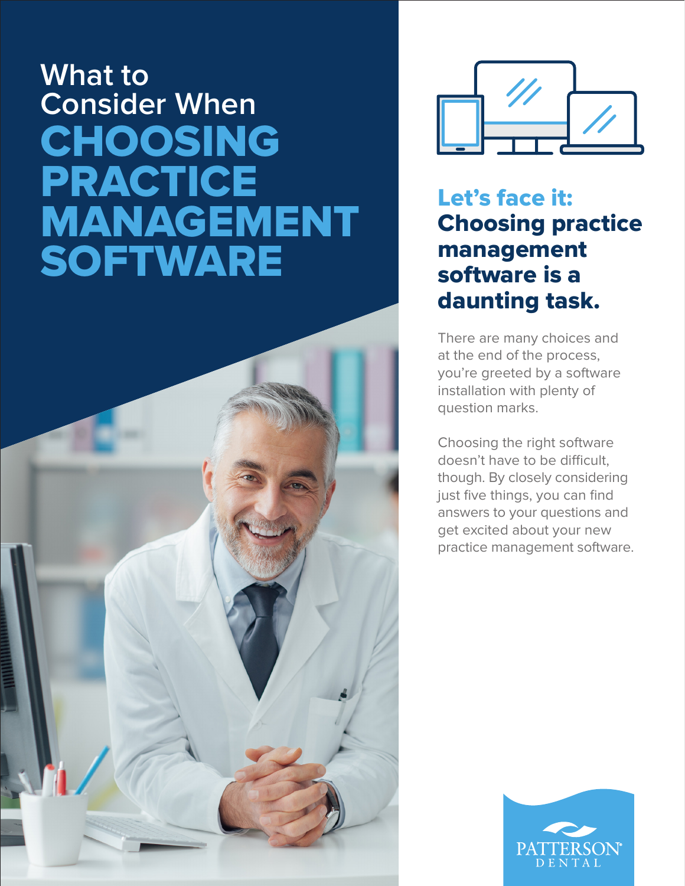# What to Consider When CHOOSING PRACTICE MANAGEMENT SOFTWARE

## Let's face it: Choosing practice management software is a daunting task.

There are many choices and at the end of the process, you're greeted by a software installation with plenty of question marks.

Choosing the right software doesn't have to be difficult, though. By closely considering just five things, you can find answers to your questions and get excited about your new practice management software.

PATTERSON® DENTAL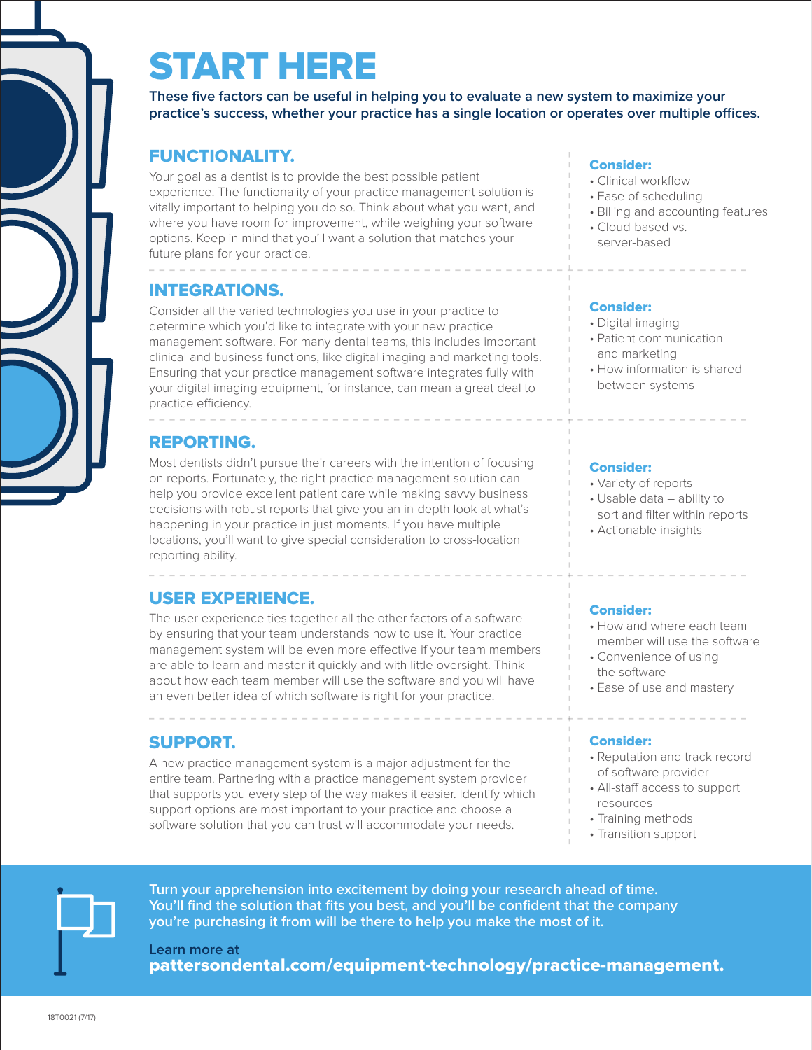# START HERE

**These five factors can be useful in helping you to evaluate a new system to maximize your practice's success, whether your practice has a single location or operates over multiple offices.**

## FUNCTIONALITY.

Your goal as a dentist is to provide the best possible patient experience. The functionality of your practice management solution is vitally important to helping you do so. Think about what you want, and where you have room for improvement, while weighing your software options. Keep in mind that you'll want a solution that matches your future plans for your practice.

**Consider:**
- Clinical workflow
- Ease of scheduling
- Billing and accounting features
- Cloud-based vs. server-based

## INTEGRATIONS.

Consider all the varied technologies you use in your practice to determine which you'd like to integrate with your new practice management software. For many dental teams, this includes important clinical and business functions, like digital imaging and marketing tools. Ensuring that your practice management software integrates fully with your digital imaging equipment, for instance, can mean a great deal to practice efficiency.

**Consider:**
- Digital imaging
- Patient communication and marketing
- How information is shared between systems

## REPORTING.

Most dentists didn't pursue their careers with the intention of focusing on reports. Fortunately, the right practice management solution can help you provide excellent patient care while making savvy business decisions with robust reports that give you an in-depth look at what's happening in your practice in just moments. If you have multiple locations, you'll want to give special consideration to cross-location reporting ability.

**Consider:**
- Variety of reports
- Usable data – ability to sort and filter within reports
- Actionable insights

## USER EXPERIENCE.

The user experience ties together all the other factors of a software by ensuring that your team understands how to use it. Your practice management system will be even more effective if your team members are able to learn and master it quickly and with little oversight. Think about how each team member will use the software and you will have an even better idea of which software is right for your practice.

**Consider:**
- How and where each team member will use the software
- Convenience of using the software
- Ease of use and mastery

## SUPPORT.

A new practice management system is a major adjustment for the entire team. Partnering with a practice management system provider that supports you every step of the way makes it easier. Identify which support options are most important to your practice and choose a software solution that you can trust will accommodate your needs.

**Consider:**
- Reputation and track record of software provider
- All-staff access to support resources
- Training methods
- Transition support

Turn your apprehension into excitement by doing your research ahead of time. You'll find the solution that fits you best, and you'll be confident that the company you're purchasing it from will be there to help you make the most of it.

Learn more at
**pattersondental.com/equipment-technology/practice-management.**

18T0021 (7/17)